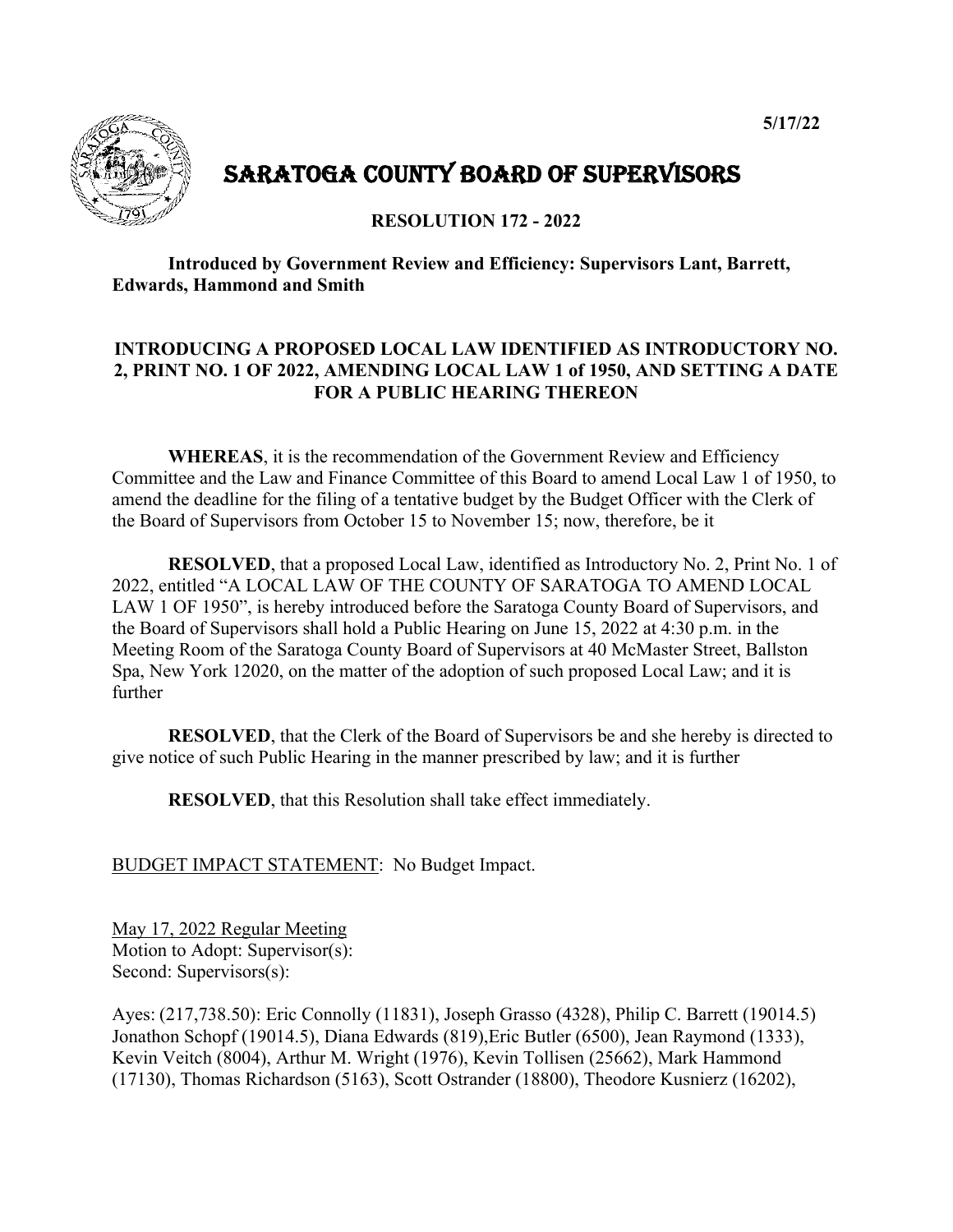5/17/22

# SARATOGA COUNTY BOARD OF SUPERVISORS

## RESOLUTION 172 - 2022

**Introduced by Government Review and Efficiency: Supervisors Lant, Barrett, Edwards, Hammond and Smith**

### INTRODUCING A PROPOSED LOCAL LAW IDENTIFIED AS INTRODUCTORY NO. 2, PRINT NO. 1 OF 2022, AMENDING LOCAL LAW 1 of 1950, AND SETTING A DATE FOR A PUBLIC HEARING THEREON

**WHEREAS**, it is the recommendation of the Government Review and Efficiency Committee and the Law and Finance Committee of this Board to amend Local Law 1 of 1950, to amend the deadline for the filing of a tentative budget by the Budget Officer with the Clerk of the Board of Supervisors from October 15 to November 15; now, therefore, be it

**RESOLVED**, that a proposed Local Law, identified as Introductory No. 2, Print No. 1 of 2022, entitled "A LOCAL LAW OF THE COUNTY OF SARATOGA TO AMEND LOCAL LAW 1 OF 1950", is hereby introduced before the Saratoga County Board of Supervisors, and the Board of Supervisors shall hold a Public Hearing on June 15, 2022 at 4:30 p.m. in the Meeting Room of the Saratoga County Board of Supervisors at 40 McMaster Street, Ballston Spa, New York 12020, on the matter of the adoption of such proposed Local Law; and it is further

**RESOLVED**, that the Clerk of the Board of Supervisors be and she hereby is directed to give notice of such Public Hearing in the manner prescribed by law; and it is further

**RESOLVED**, that this Resolution shall take effect immediately.

BUDGET IMPACT STATEMENT: No Budget Impact.

May 17, 2022 Regular Meeting
Motion to Adopt: Supervisor(s):
Second: Supervisors(s):

Ayes: (217,738.50): Eric Connolly (11831), Joseph Grasso (4328), Philip C. Barrett (19014.5) Jonathon Schopf (19014.5), Diana Edwards (819),Eric Butler (6500), Jean Raymond (1333), Kevin Veitch (8004), Arthur M. Wright (1976), Kevin Tollisen (25662), Mark Hammond (17130), Thomas Richardson (5163), Scott Ostrander (18800), Theodore Kusnierz (16202),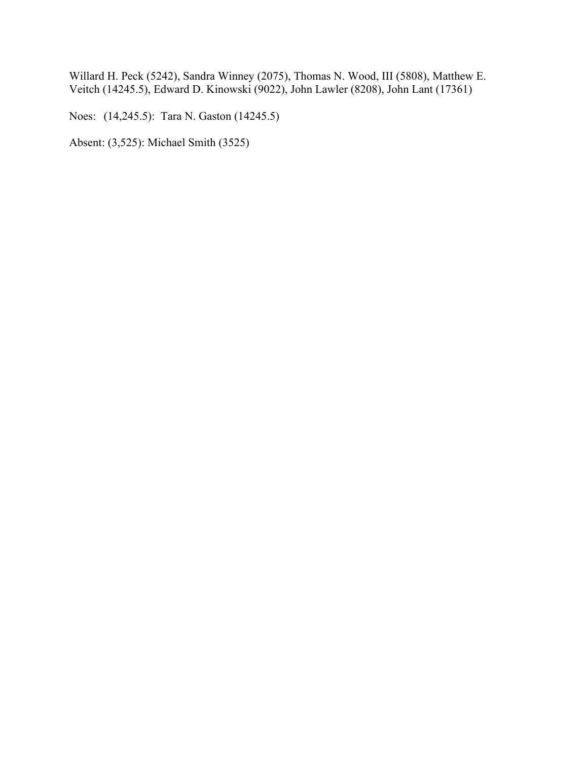Willard H. Peck (5242), Sandra Winney (2075), Thomas N. Wood, III (5808), Matthew E. Veitch (14245.5), Edward D. Kinowski (9022), John Lawler (8208), John Lant (17361)

Noes: (14,245.5): Tara N. Gaston (14245.5)

Absent: (3,525): Michael Smith (3525)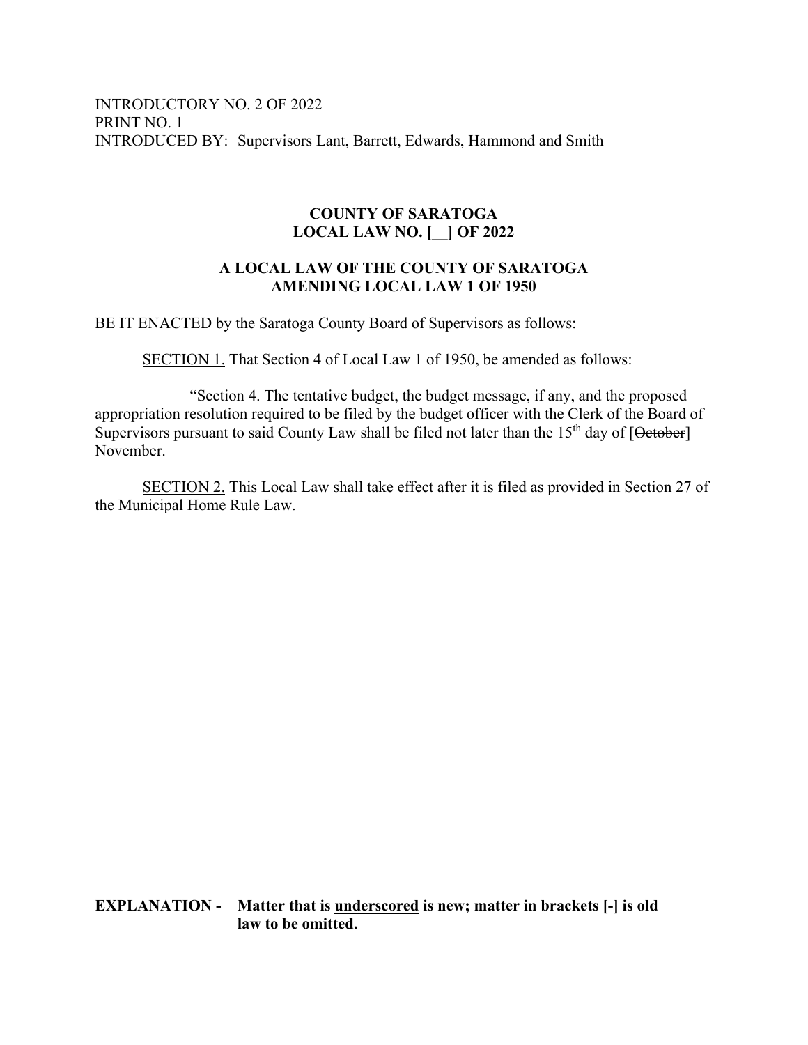INTRODUCTORY NO. 2 OF 2022
PRINT NO. 1
INTRODUCED BY: Supervisors Lant, Barrett, Edwards, Hammond and Smith

**COUNTY OF SARATOGA**
**LOCAL LAW NO. [__] OF 2022**

**A LOCAL LAW OF THE COUNTY OF SARATOGA**
**AMENDING LOCAL LAW 1 OF 1950**

BE IT ENACTED by the Saratoga County Board of Supervisors as follows:

<u>SECTION 1.</u> That Section 4 of Local Law 1 of 1950, be amended as follows:

"Section 4. The tentative budget, the budget message, if any, and the proposed appropriation resolution required to be filed by the budget officer with the Clerk of the Board of Supervisors pursuant to said County Law shall be filed not later than the 15th day of [~~October~~] <u>November.</u>

<u>SECTION 2.</u> This Local Law shall take effect after it is filed as provided in Section 27 of the Municipal Home Rule Law.

**EXPLANATION - Matter that is <u>underscored</u> is new; matter in brackets [-] is old law to be omitted.**